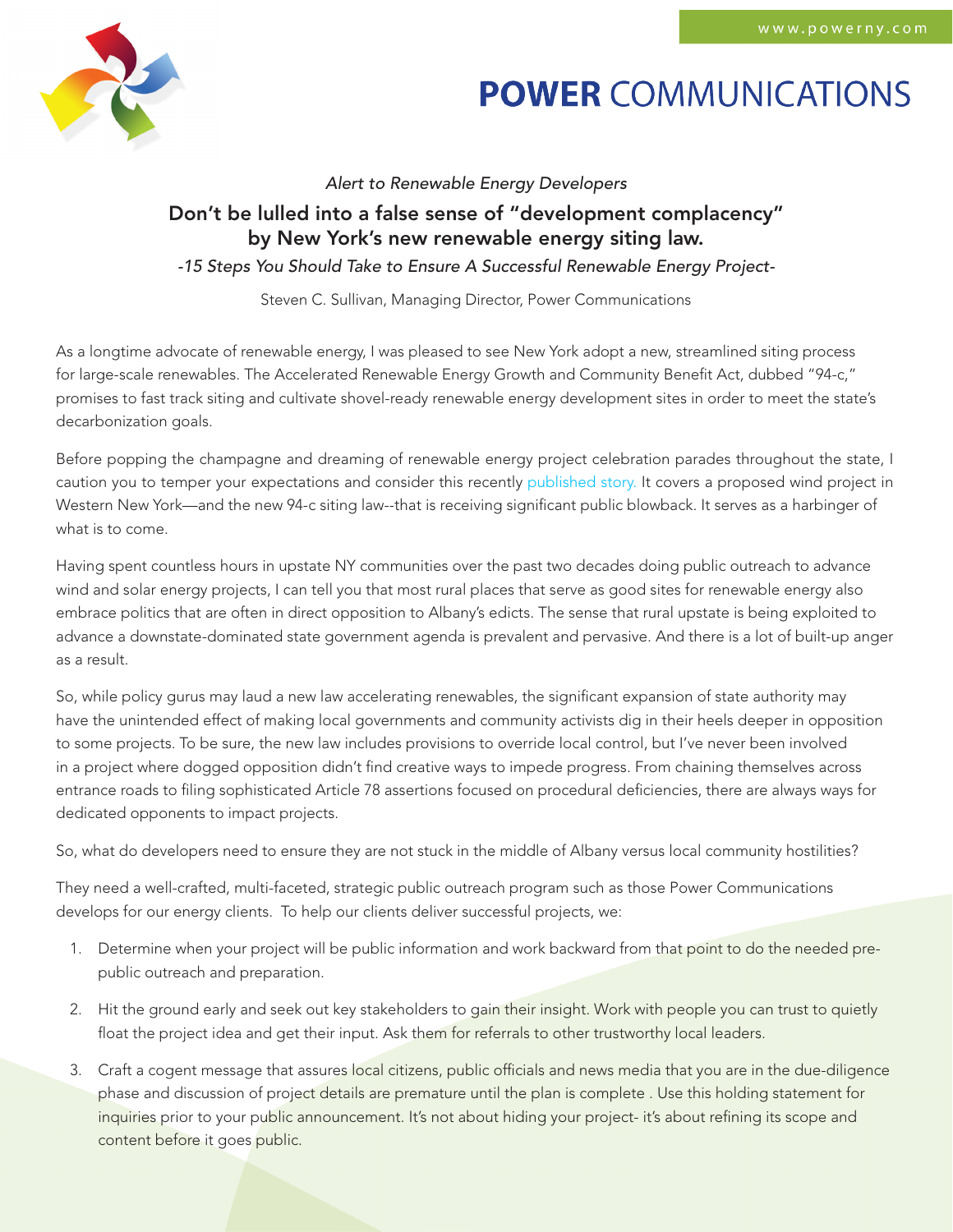www.powerny.com

# POWER COMMUNICATIONS

*Alert to Renewable Energy Developers*

## Don't be lulled into a false sense of "development complacency" by New York's new renewable energy siting law.

*-15 Steps You Should Take to Ensure A Successful Renewable Energy Project-*

Steven C. Sullivan, Managing Director, Power Communications

As a longtime advocate of renewable energy, I was pleased to see New York adopt a new, streamlined siting process for large-scale renewables. The Accelerated Renewable Energy Growth and Community Benefit Act, dubbed "94-c," promises to fast track siting and cultivate shovel-ready renewable energy development sites in order to meet the state's decarbonization goals.

Before popping the champagne and dreaming of renewable energy project celebration parades throughout the state, I caution you to temper your expectations and consider this recently published story. It covers a proposed wind project in Western New York—and the new 94-c siting law--that is receiving significant public blowback. It serves as a harbinger of what is to come.

Having spent countless hours in upstate NY communities over the past two decades doing public outreach to advance wind and solar energy projects, I can tell you that most rural places that serve as good sites for renewable energy also embrace politics that are often in direct opposition to Albany's edicts. The sense that rural upstate is being exploited to advance a downstate-dominated state government agenda is prevalent and pervasive. And there is a lot of built-up anger as a result.

So, while policy gurus may laud a new law accelerating renewables, the significant expansion of state authority may have the unintended effect of making local governments and community activists dig in their heels deeper in opposition to some projects. To be sure, the new law includes provisions to override local control, but I've never been involved in a project where dogged opposition didn't find creative ways to impede progress. From chaining themselves across entrance roads to filing sophisticated Article 78 assertions focused on procedural deficiencies, there are always ways for dedicated opponents to impact projects.

So, what do developers need to ensure they are not stuck in the middle of Albany versus local community hostilities?

They need a well-crafted, multi-faceted, strategic public outreach program such as those Power Communications develops for our energy clients. To help our clients deliver successful projects, we:

1. Determine when your project will be public information and work backward from that point to do the needed pre-public outreach and preparation.
2. Hit the ground early and seek out key stakeholders to gain their insight. Work with people you can trust to quietly float the project idea and get their input. Ask them for referrals to other trustworthy local leaders.
3. Craft a cogent message that assures local citizens, public officials and news media that you are in the due-diligence phase and discussion of project details are premature until the plan is complete . Use this holding statement for inquiries prior to your public announcement. It's not about hiding your project- it's about refining its scope and content before it goes public.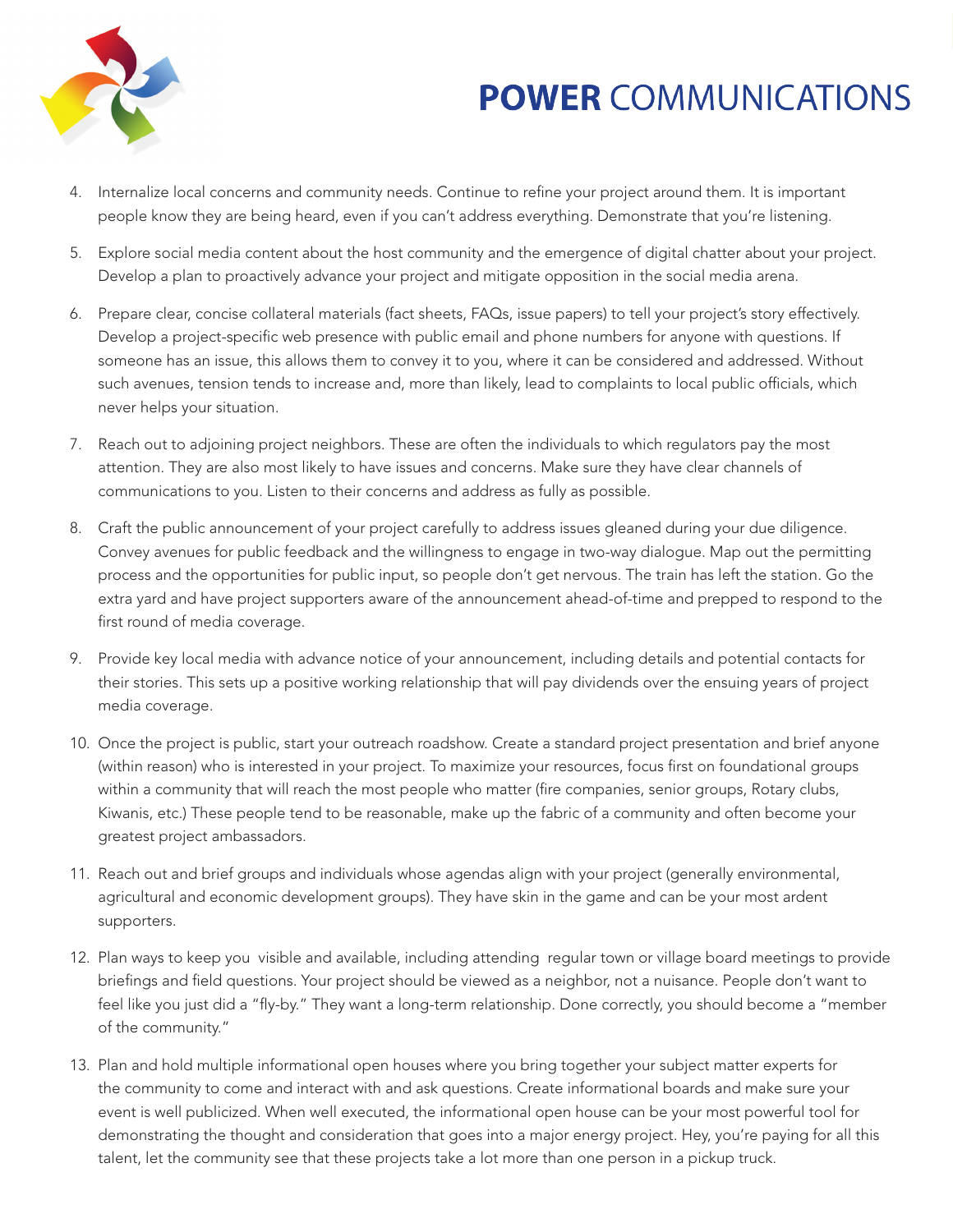4. Internalize local concerns and community needs. Continue to refine your project around them. It is important people know they are being heard, even if you can't address everything. Demonstrate that you're listening.

5. Explore social media content about the host community and the emergence of digital chatter about your project. Develop a plan to proactively advance your project and mitigate opposition in the social media arena.

6. Prepare clear, concise collateral materials (fact sheets, FAQs, issue papers) to tell your project's story effectively. Develop a project-specific web presence with public email and phone numbers for anyone with questions. If someone has an issue, this allows them to convey it to you, where it can be considered and addressed. Without such avenues, tension tends to increase and, more than likely, lead to complaints to local public officials, which never helps your situation.

7. Reach out to adjoining project neighbors. These are often the individuals to which regulators pay the most attention. They are also most likely to have issues and concerns. Make sure they have clear channels of communications to you. Listen to their concerns and address as fully as possible.

8. Craft the public announcement of your project carefully to address issues gleaned during your due diligence. Convey avenues for public feedback and the willingness to engage in two-way dialogue. Map out the permitting process and the opportunities for public input, so people don't get nervous. The train has left the station. Go the extra yard and have project supporters aware of the announcement ahead-of-time and prepped to respond to the first round of media coverage.

9. Provide key local media with advance notice of your announcement, including details and potential contacts for their stories. This sets up a positive working relationship that will pay dividends over the ensuing years of project media coverage.

10. Once the project is public, start your outreach roadshow. Create a standard project presentation and brief anyone (within reason) who is interested in your project. To maximize your resources, focus first on foundational groups within a community that will reach the most people who matter (fire companies, senior groups, Rotary clubs, Kiwanis, etc.) These people tend to be reasonable, make up the fabric of a community and often become your greatest project ambassadors.

11. Reach out and brief groups and individuals whose agendas align with your project (generally environmental, agricultural and economic development groups). They have skin in the game and can be your most ardent supporters.

12. Plan ways to keep you visible and available, including attending regular town or village board meetings to provide briefings and field questions. Your project should be viewed as a neighbor, not a nuisance. People don't want to feel like you just did a "fly-by." They want a long-term relationship. Done correctly, you should become a "member of the community."

13. Plan and hold multiple informational open houses where you bring together your subject matter experts for the community to come and interact with and ask questions. Create informational boards and make sure your event is well publicized. When well executed, the informational open house can be your most powerful tool for demonstrating the thought and consideration that goes into a major energy project. Hey, you're paying for all this talent, let the community see that these projects take a lot more than one person in a pickup truck.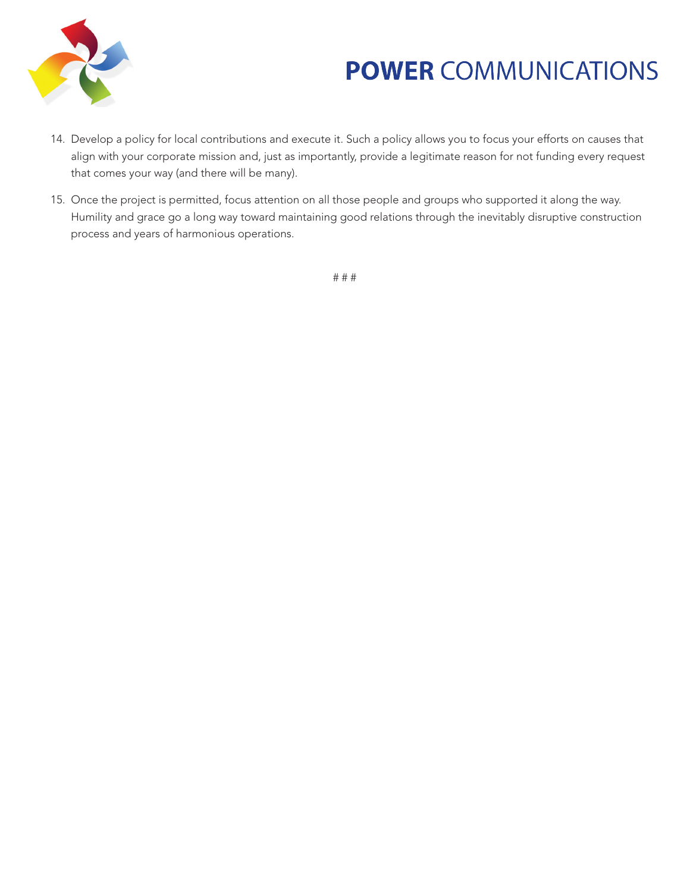14. Develop a policy for local contributions and execute it. Such a policy allows you to focus your efforts on causes that align with your corporate mission and, just as importantly, provide a legitimate reason for not funding every request that comes your way (and there will be many).

15. Once the project is permitted, focus attention on all those people and groups who supported it along the way. Humility and grace go a long way toward maintaining good relations through the inevitably disruptive construction process and years of harmonious operations.

# # #